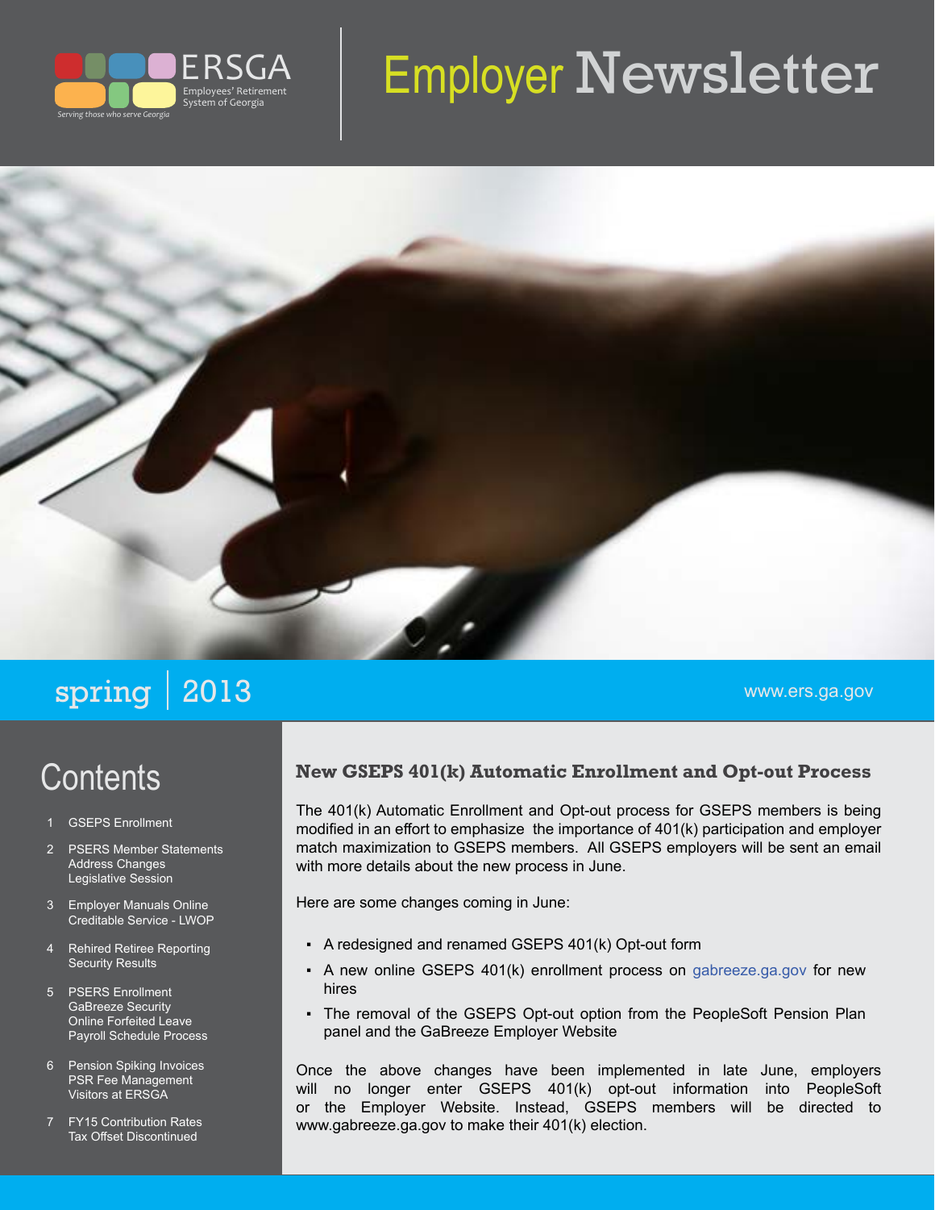ERSGA
Employees' Retirement System of Georgia
*Serving those who serve Georgia*

# Employer Newsletter

spring | 2013

www.ers.ga.gov

## Contents

1. GSEPS Enrollment
2. PSERS Member Statements
   Address Changes
   Legislative Session
3. Employer Manuals Online
   Creditable Service - LWOP
4. Rehired Retiree Reporting
   Security Results
5. PSERS Enrollment
   GaBreeze Security
   Online Forfeited Leave
   Payroll Schedule Process
6. Pension Spiking Invoices
   PSR Fee Management
   Visitors at ERSGA
7. FY15 Contribution Rates
   Tax Offset Discontinued

## New GSEPS 401(k) Automatic Enrollment and Opt-out Process

The 401(k) Automatic Enrollment and Opt-out process for GSEPS members is being modified in an effort to emphasize the importance of 401(k) participation and employer match maximization to GSEPS members. All GSEPS employers will be sent an email with more details about the new process in June.

Here are some changes coming in June:

- A redesigned and renamed GSEPS 401(k) Opt-out form
- A new online GSEPS 401(k) enrollment process on gabreeze.ga.gov for new hires
- The removal of the GSEPS Opt-out option from the PeopleSoft Pension Plan panel and the GaBreeze Employer Website

Once the above changes have been implemented in late June, employers will no longer enter GSEPS 401(k) opt-out information into PeopleSoft or the Employer Website. Instead, GSEPS members will be directed to www.gabreeze.ga.gov to make their 401(k) election.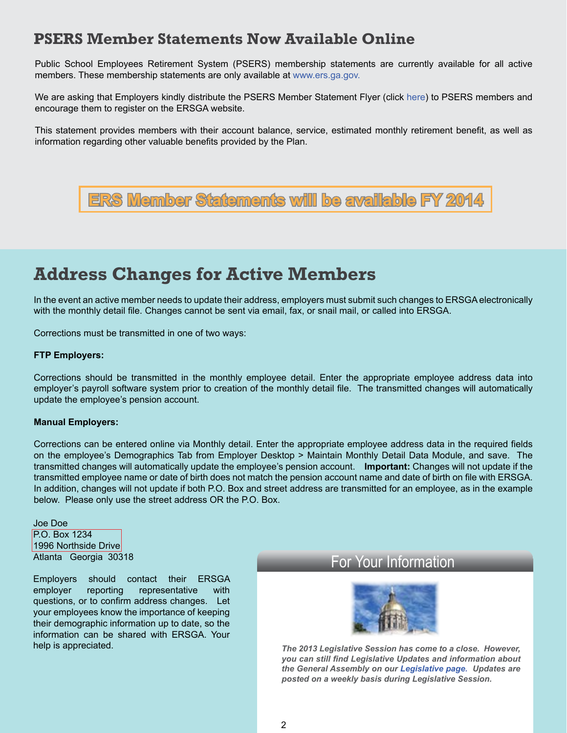## PSERS Member Statements Now Available Online

Public School Employees Retirement System (PSERS) membership statements are currently available for all active members. These membership statements are only available at www.ers.ga.gov.

We are asking that Employers kindly distribute the PSERS Member Statement Flyer (click here) to PSERS members and encourage them to register on the ERSGA website.

This statement provides members with their account balance, service, estimated monthly retirement benefit, as well as information regarding other valuable benefits provided by the Plan.

**ERS Member Statements will be available FY 2014**

## Address Changes for Active Members

In the event an active member needs to update their address, employers must submit such changes to ERSGA electronically with the monthly detail file. Changes cannot be sent via email, fax, or snail mail, or called into ERSGA.

Corrections must be transmitted in one of two ways:

**FTP Employers:**

Corrections should be transmitted in the monthly employee detail. Enter the appropriate employee address data into employer's payroll software system prior to creation of the monthly detail file. The transmitted changes will automatically update the employee's pension account.

**Manual Employers:**

Corrections can be entered online via Monthly detail. Enter the appropriate employee address data in the required fields on the employee's Demographics Tab from Employer Desktop > Maintain Monthly Detail Data Module, and save. The transmitted changes will automatically update the employee's pension account. **Important:** Changes will not update if the transmitted employee name or date of birth does not match the pension account name and date of birth on file with ERSGA. In addition, changes will not update if both P.O. Box and street address are transmitted for an employee, as in the example below. Please only use the street address OR the P.O. Box.

Joe Doe
P.O. Box 1234
1996 Northside Drive
Atlanta Georgia 30318

Employers should contact their ERSGA employer reporting representative with questions, or to confirm address changes. Let your employees know the importance of keeping their demographic information up to date, so the information can be shared with ERSGA. Your help is appreciated.

### For Your Information

***The 2013 Legislative Session has come to a close. However, you can still find Legislative Updates and information about the General Assembly on our Legislative page. Updates are posted on a weekly basis during Legislative Session.***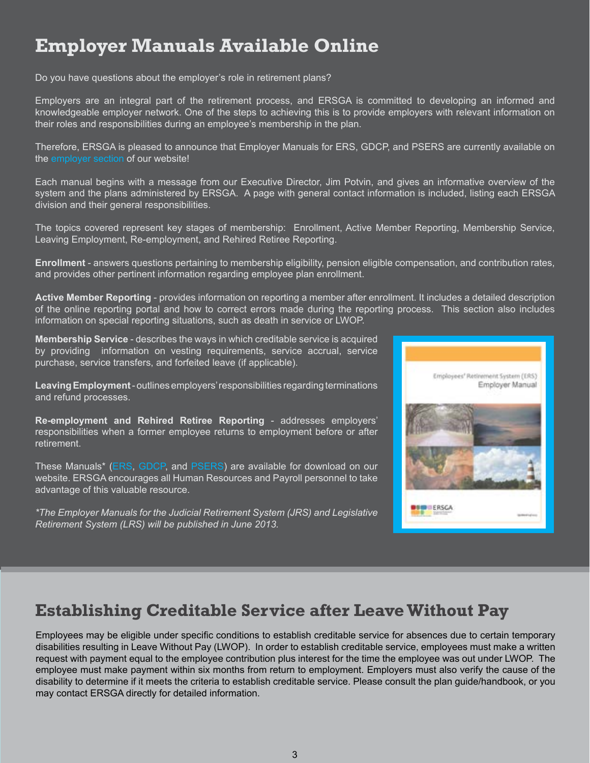# Employer Manuals Available Online

Do you have questions about the employer's role in retirement plans?

Employers are an integral part of the retirement process, and ERSGA is committed to developing an informed and knowledgeable employer network. One of the steps to achieving this is to provide employers with relevant information on their roles and responsibilities during an employee's membership in the plan.

Therefore, ERSGA is pleased to announce that Employer Manuals for ERS, GDCP, and PSERS are currently available on the employer section of our website!

Each manual begins with a message from our Executive Director, Jim Potvin, and gives an informative overview of the system and the plans administered by ERSGA. A page with general contact information is included, listing each ERSGA division and their general responsibilities.

The topics covered represent key stages of membership: Enrollment, Active Member Reporting, Membership Service, Leaving Employment, Re-employment, and Rehired Retiree Reporting.

**Enrollment** - answers questions pertaining to membership eligibility, pension eligible compensation, and contribution rates, and provides other pertinent information regarding employee plan enrollment.

**Active Member Reporting** - provides information on reporting a member after enrollment. It includes a detailed description of the online reporting portal and how to correct errors made during the reporting process. This section also includes information on special reporting situations, such as death in service or LWOP.

**Membership Service** - describes the ways in which creditable service is acquired by providing information on vesting requirements, service accrual, service purchase, service transfers, and forfeited leave (if applicable).

**Leaving Employment** - outlines employers' responsibilities regarding terminations and refund processes.

**Re-employment and Rehired Retiree Reporting** - addresses employers' responsibilities when a former employee returns to employment before or after retirement.

These Manuals* (ERS, GDCP, and PSERS) are available for download on our website. ERSGA encourages all Human Resources and Payroll personnel to take advantage of this valuable resource.

*\*The Employer Manuals for the Judicial Retirement System (JRS) and Legislative Retirement System (LRS) will be published in June 2013.*

# Establishing Creditable Service after Leave Without Pay

Employees may be eligible under specific conditions to establish creditable service for absences due to certain temporary disabilities resulting in Leave Without Pay (LWOP). In order to establish creditable service, employees must make a written request with payment equal to the employee contribution plus interest for the time the employee was out under LWOP. The employee must make payment within six months from return to employment. Employers must also verify the cause of the disability to determine if it meets the criteria to establish creditable service. Please consult the plan guide/handbook, or you may contact ERSGA directly for detailed information.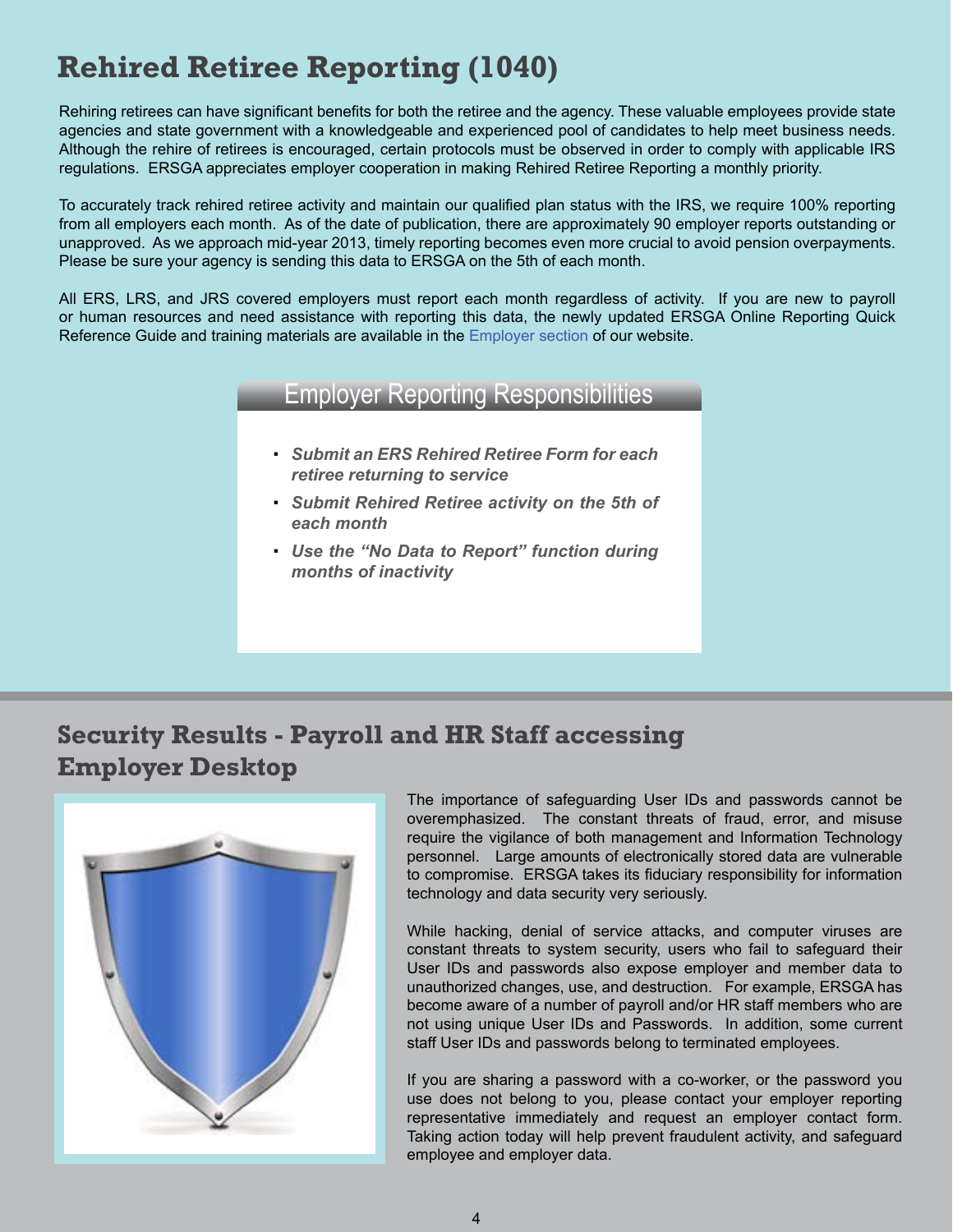# Rehired Retiree Reporting (1040)

Rehiring retirees can have significant benefits for both the retiree and the agency. These valuable employees provide state agencies and state government with a knowledgeable and experienced pool of candidates to help meet business needs. Although the rehire of retirees is encouraged, certain protocols must be observed in order to comply with applicable IRS regulations. ERSGA appreciates employer cooperation in making Rehired Retiree Reporting a monthly priority.

To accurately track rehired retiree activity and maintain our qualified plan status with the IRS, we require 100% reporting from all employers each month. As of the date of publication, there are approximately 90 employer reports outstanding or unapproved. As we approach mid-year 2013, timely reporting becomes even more crucial to avoid pension overpayments. Please be sure your agency is sending this data to ERSGA on the 5th of each month.

All ERS, LRS, and JRS covered employers must report each month regardless of activity. If you are new to payroll or human resources and need assistance with reporting this data, the newly updated ERSGA Online Reporting Quick Reference Guide and training materials are available in the Employer section of our website.

## Employer Reporting Responsibilities

- ***Submit an ERS Rehired Retiree Form for each retiree returning to service***
- ***Submit Rehired Retiree activity on the 5th of each month***
- ***Use the "No Data to Report" function during months of inactivity***

# Security Results - Payroll and HR Staff accessing Employer Desktop

The importance of safeguarding User IDs and passwords cannot be overemphasized. The constant threats of fraud, error, and misuse require the vigilance of both management and Information Technology personnel. Large amounts of electronically stored data are vulnerable to compromise. ERSGA takes its fiduciary responsibility for information technology and data security very seriously.

While hacking, denial of service attacks, and computer viruses are constant threats to system security, users who fail to safeguard their User IDs and passwords also expose employer and member data to unauthorized changes, use, and destruction. For example, ERSGA has become aware of a number of payroll and/or HR staff members who are not using unique User IDs and Passwords. In addition, some current staff User IDs and passwords belong to terminated employees.

If you are sharing a password with a co-worker, or the password you use does not belong to you, please contact your employer reporting representative immediately and request an employer contact form. Taking action today will help prevent fraudulent activity, and safeguard employee and employer data.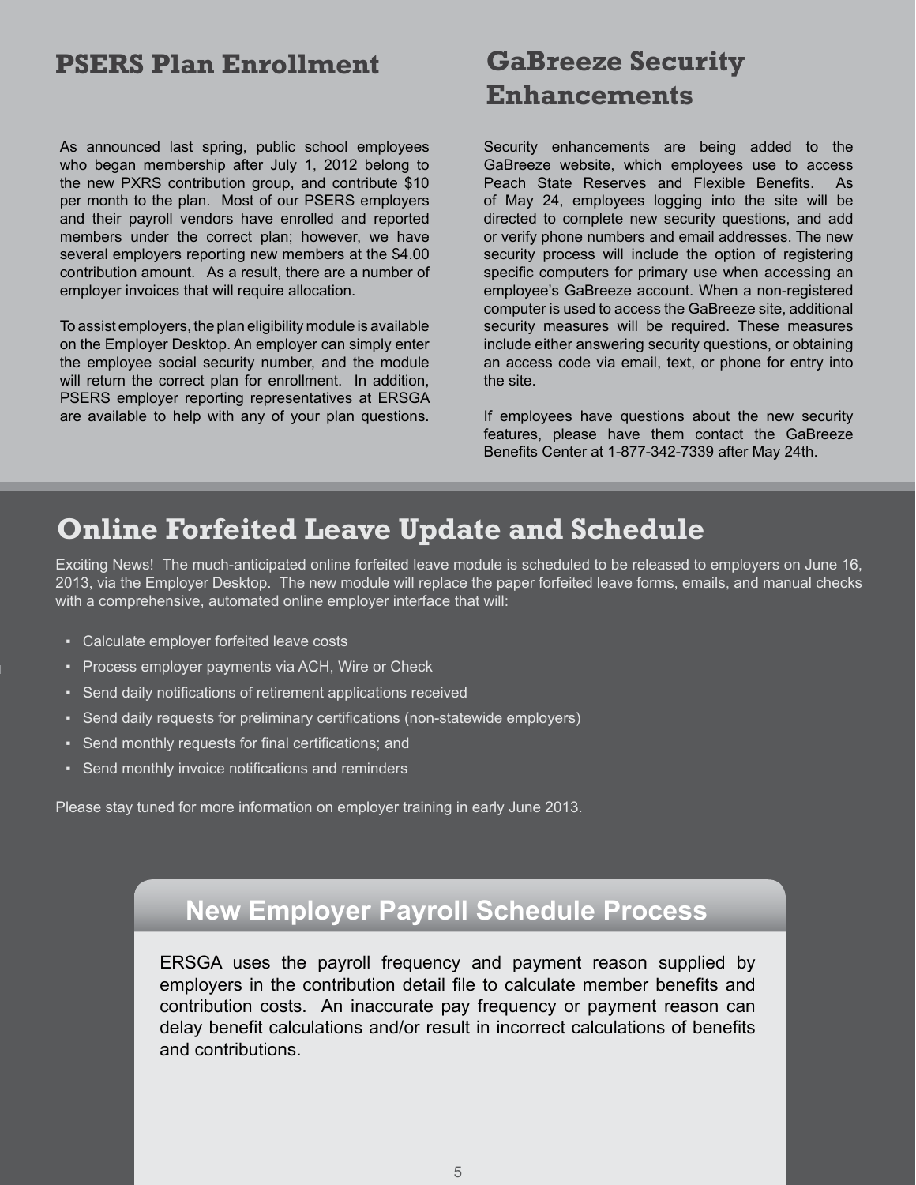## PSERS Plan Enrollment

As announced last spring, public school employees who began membership after July 1, 2012 belong to the new PXRS contribution group, and contribute $10 per month to the plan. Most of our PSERS employers and their payroll vendors have enrolled and reported members under the correct plan; however, we have several employers reporting new members at the $4.00 contribution amount. As a result, there are a number of employer invoices that will require allocation.

To assist employers, the plan eligibility module is available on the Employer Desktop. An employer can simply enter the employee social security number, and the module will return the correct plan for enrollment. In addition, PSERS employer reporting representatives at ERSGA are available to help with any of your plan questions.

## GaBreeze Security Enhancements

Security enhancements are being added to the GaBreeze website, which employees use to access Peach State Reserves and Flexible Benefits. As of May 24, employees logging into the site will be directed to complete new security questions, and add or verify phone numbers and email addresses. The new security process will include the option of registering specific computers for primary use when accessing an employee's GaBreeze account. When a non-registered computer is used to access the GaBreeze site, additional security measures will be required. These measures include either answering security questions, or obtaining an access code via email, text, or phone for entry into the site.

If employees have questions about the new security features, please have them contact the GaBreeze Benefits Center at 1-877-342-7339 after May 24th.

## Online Forfeited Leave Update and Schedule

Exciting News! The much-anticipated online forfeited leave module is scheduled to be released to employers on June 16, 2013, via the Employer Desktop. The new module will replace the paper forfeited leave forms, emails, and manual checks with a comprehensive, automated online employer interface that will:

- Calculate employer forfeited leave costs
- Process employer payments via ACH, Wire or Check
- Send daily notifications of retirement applications received
- Send daily requests for preliminary certifications (non-statewide employers)
- Send monthly requests for final certifications; and
- Send monthly invoice notifications and reminders

Please stay tuned for more information on employer training in early June 2013.

## New Employer Payroll Schedule Process

ERSGA uses the payroll frequency and payment reason supplied by employers in the contribution detail file to calculate member benefits and contribution costs. An inaccurate pay frequency or payment reason can delay benefit calculations and/or result in incorrect calculations of benefits and contributions.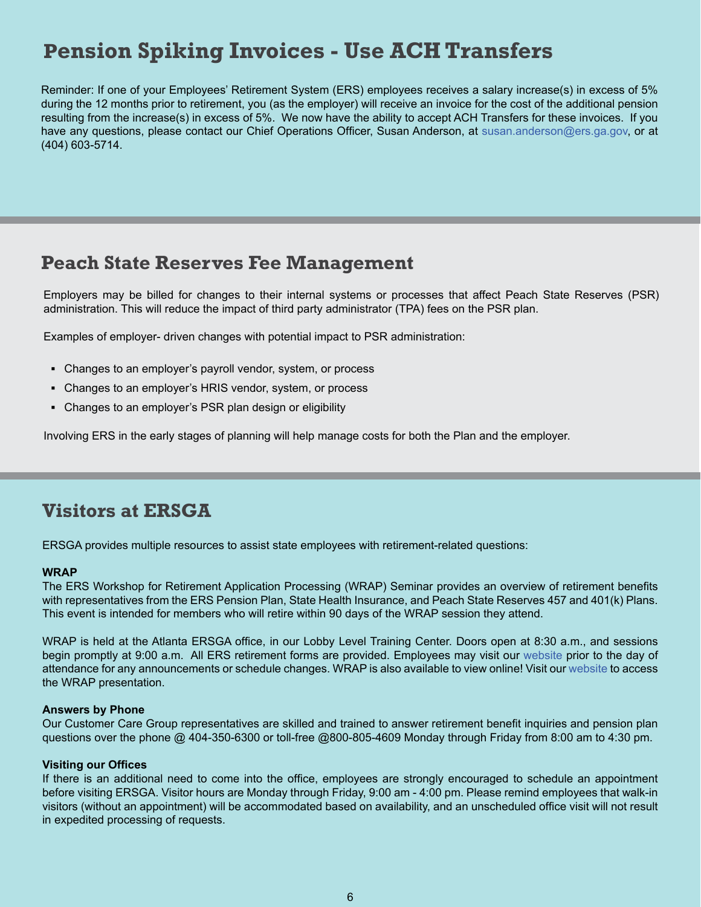## Pension Spiking Invoices - Use ACH Transfers

Reminder: If one of your Employees' Retirement System (ERS) employees receives a salary increase(s) in excess of 5% during the 12 months prior to retirement, you (as the employer) will receive an invoice for the cost of the additional pension resulting from the increase(s) in excess of 5%. We now have the ability to accept ACH Transfers for these invoices. If you have any questions, please contact our Chief Operations Officer, Susan Anderson, at susan.anderson@ers.ga.gov, or at (404) 603-5714.

## Peach State Reserves Fee Management

Employers may be billed for changes to their internal systems or processes that affect Peach State Reserves (PSR) administration. This will reduce the impact of third party administrator (TPA) fees on the PSR plan.

Examples of employer- driven changes with potential impact to PSR administration:

- Changes to an employer's payroll vendor, system, or process
- Changes to an employer's HRIS vendor, system, or process
- Changes to an employer's PSR plan design or eligibility

Involving ERS in the early stages of planning will help manage costs for both the Plan and the employer.

## Visitors at ERSGA

ERSGA provides multiple resources to assist state employees with retirement-related questions:

**WRAP**
The ERS Workshop for Retirement Application Processing (WRAP) Seminar provides an overview of retirement benefits with representatives from the ERS Pension Plan, State Health Insurance, and Peach State Reserves 457 and 401(k) Plans. This event is intended for members who will retire within 90 days of the WRAP session they attend.

WRAP is held at the Atlanta ERSGA office, in our Lobby Level Training Center. Doors open at 8:30 a.m., and sessions begin promptly at 9:00 a.m. All ERS retirement forms are provided. Employees may visit our website prior to the day of attendance for any announcements or schedule changes. WRAP is also available to view online! Visit our website to access the WRAP presentation.

**Answers by Phone**
Our Customer Care Group representatives are skilled and trained to answer retirement benefit inquiries and pension plan questions over the phone @ 404-350-6300 or toll-free @800-805-4609 Monday through Friday from 8:00 am to 4:30 pm.

**Visiting our Offices**
If there is an additional need to come into the office, employees are strongly encouraged to schedule an appointment before visiting ERSGA. Visitor hours are Monday through Friday, 9:00 am - 4:00 pm. Please remind employees that walk-in visitors (without an appointment) will be accommodated based on availability, and an unscheduled office visit will not result in expedited processing of requests.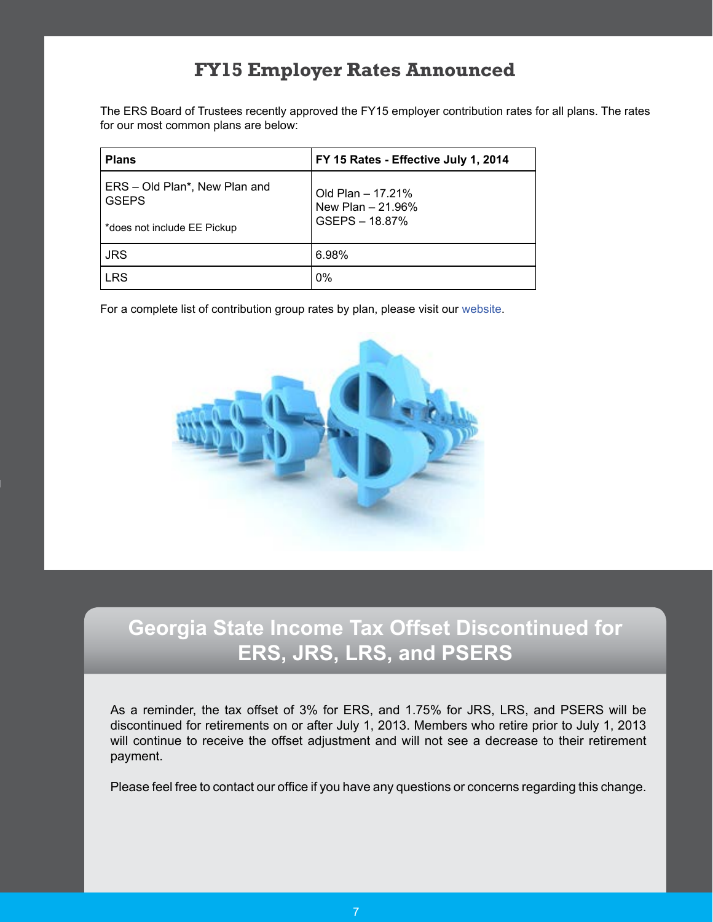## FY15 Employer Rates Announced

The ERS Board of Trustees recently approved the FY15 employer contribution rates for all plans. The rates for our most common plans are below:

| Plans | FY 15 Rates - Effective July 1, 2014 |
| --- | --- |
| ERS – Old Plan*, New Plan and GSEPS<br><br>*does not include EE Pickup | Old Plan – 17.21%<br>New Plan – 21.96%<br>GSEPS – 18.87% |
| JRS | 6.98% |
| LRS | 0% |

For a complete list of contribution group rates by plan, please visit our website.

## Georgia State Income Tax Offset Discontinued for ERS, JRS, LRS, and PSERS

As a reminder, the tax offset of 3% for ERS, and 1.75% for JRS, LRS, and PSERS will be discontinued for retirements on or after July 1, 2013. Members who retire prior to July 1, 2013 will continue to receive the offset adjustment and will not see a decrease to their retirement payment.

Please feel free to contact our office if you have any questions or concerns regarding this change.